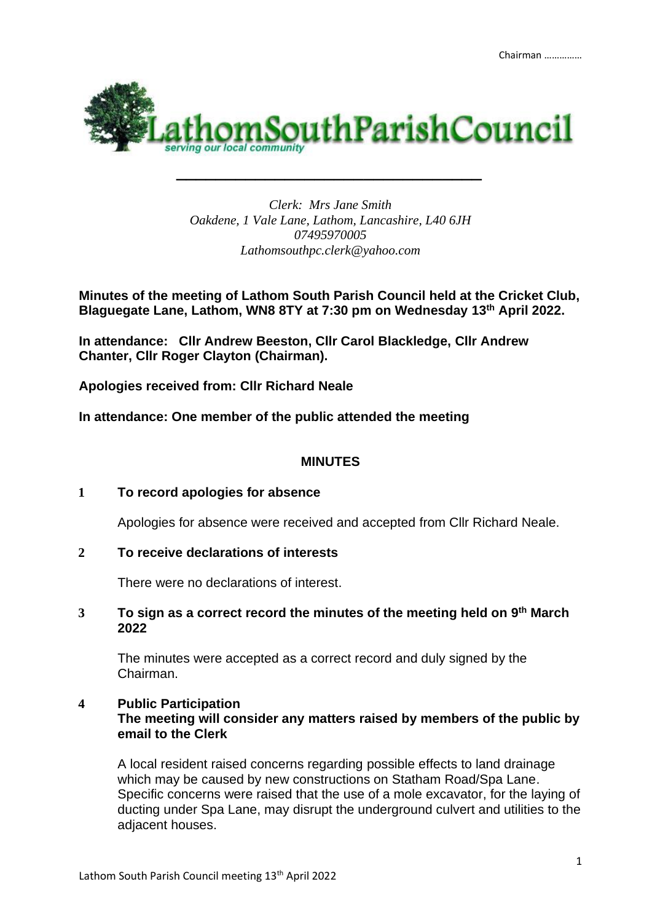# LathomSouthParishCouncil

*serving our local community*

*Clerk: Mrs Jane Smith*
*Oakdene, 1 Vale Lane, Lathom, Lancashire, L40 6JH*
*07495970005*
*Lathomsouthpc.clerk@yahoo.com*

**Minutes of the meeting of Lathom South Parish Council held at the Cricket Club, Blaguegate Lane, Lathom, WN8 8TY at 7:30 pm on Wednesday 13th April 2022.**

**In attendance: Cllr Andrew Beeston, Cllr Carol Blackledge, Cllr Andrew Chanter, Cllr Roger Clayton (Chairman).**

**Apologies received from: Cllr Richard Neale**

**In attendance: One member of the public attended the meeting**

## MINUTES

**1 To record apologies for absence**

Apologies for absence were received and accepted from Cllr Richard Neale.

**2 To receive declarations of interests**

There were no declarations of interest.

**3 To sign as a correct record the minutes of the meeting held on 9th March 2022**

The minutes were accepted as a correct record and duly signed by the Chairman.

**4 Public Participation**
**The meeting will consider any matters raised by members of the public by email to the Clerk**

A local resident raised concerns regarding possible effects to land drainage which may be caused by new constructions on Statham Road/Spa Lane. Specific concerns were raised that the use of a mole excavator, for the laying of ducting under Spa Lane, may disrupt the underground culvert and utilities to the adjacent houses.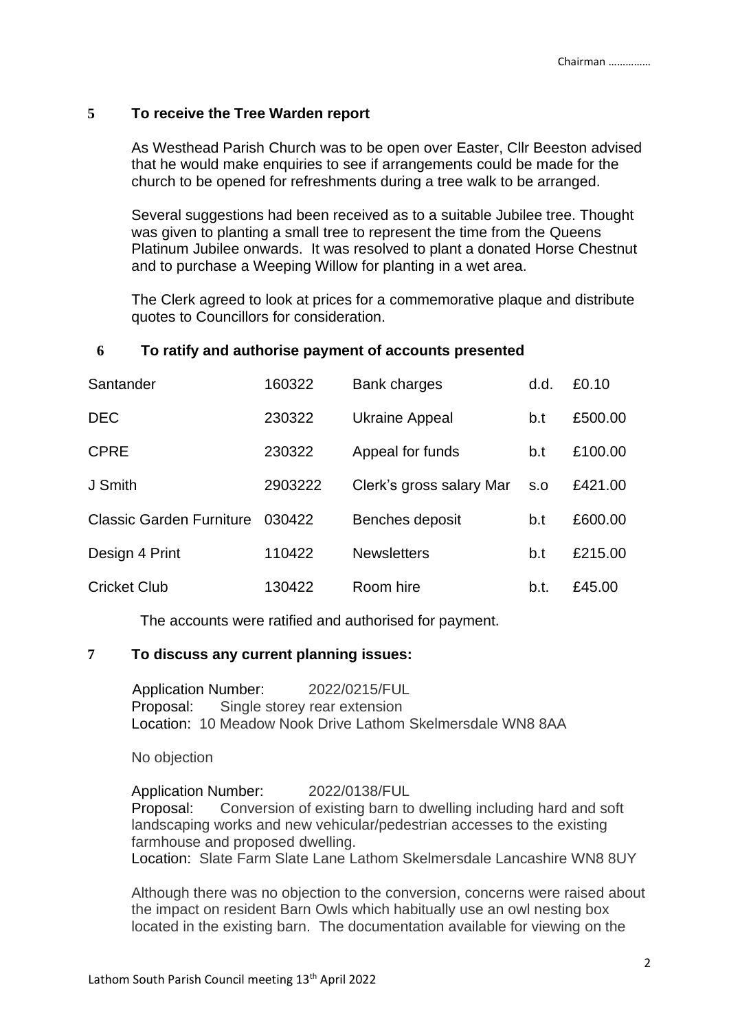## 5 To receive the Tree Warden report

As Westhead Parish Church was to be open over Easter, Cllr Beeston advised that he would make enquiries to see if arrangements could be made for the church to be opened for refreshments during a tree walk to be arranged.

Several suggestions had been received as to a suitable Jubilee tree. Thought was given to planting a small tree to represent the time from the Queens Platinum Jubilee onwards. It was resolved to plant a donated Horse Chestnut and to purchase a Weeping Willow for planting in a wet area.

The Clerk agreed to look at prices for a commemorative plaque and distribute quotes to Councillors for consideration.

## 6 To ratify and authorise payment of accounts presented

| | | | | |
|---|---|---|---|---|
| Santander | 160322 | Bank charges | d.d. | £0.10 |
| DEC | 230322 | Ukraine Appeal | b.t | £500.00 |
| CPRE | 230322 | Appeal for funds | b.t | £100.00 |
| J Smith | 2903222 | Clerk's gross salary Mar | s.o | £421.00 |
| Classic Garden Furniture | 030422 | Benches deposit | b.t | £600.00 |
| Design 4 Print | 110422 | Newsletters | b.t | £215.00 |
| Cricket Club | 130422 | Room hire | b.t. | £45.00 |

The accounts were ratified and authorised for payment.

## 7 To discuss any current planning issues:

Application Number: 2022/0215/FUL
Proposal: Single storey rear extension
Location: 10 Meadow Nook Drive Lathom Skelmersdale WN8 8AA

No objection

Application Number: 2022/0138/FUL
Proposal: Conversion of existing barn to dwelling including hard and soft landscaping works and new vehicular/pedestrian accesses to the existing farmhouse and proposed dwelling.
Location: Slate Farm Slate Lane Lathom Skelmersdale Lancashire WN8 8UY

Although there was no objection to the conversion, concerns were raised about the impact on resident Barn Owls which habitually use an owl nesting box located in the existing barn. The documentation available for viewing on the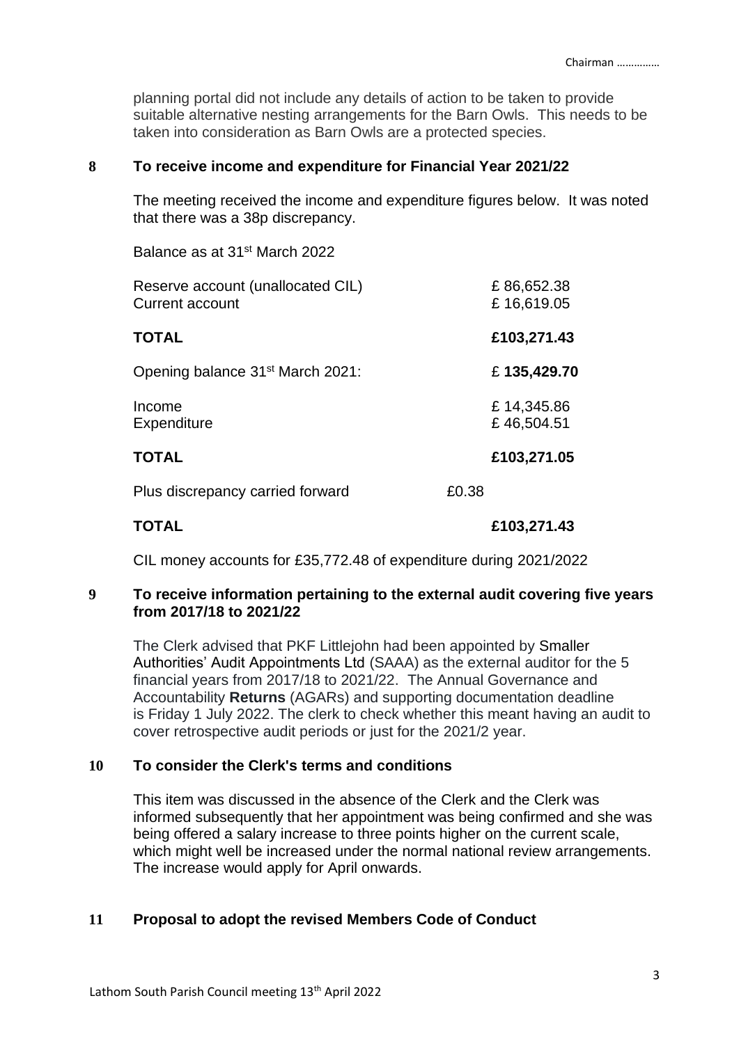planning portal did not include any details of action to be taken to provide suitable alternative nesting arrangements for the Barn Owls. This needs to be taken into consideration as Barn Owls are a protected species.

## 8 To receive income and expenditure for Financial Year 2021/22

The meeting received the income and expenditure figures below. It was noted that there was a 38p discrepancy.

Balance as at 31st March 2022

| | | |
|---|---|---|
| Reserve account (unallocated CIL) | | £ 86,652.38 |
| Current account | | £ 16,619.05 |
| **TOTAL** | | **£103,271.43** |
| Opening balance 31st March 2021: | | £ **135,429.70** |
| Income | | £ 14,345.86 |
| Expenditure | | £ 46,504.51 |
| **TOTAL** | | **£103,271.05** |
| Plus discrepancy carried forward | £0.38 | |
| **TOTAL** | | **£103,271.43** |

CIL money accounts for £35,772.48 of expenditure during 2021/2022

## 9 To receive information pertaining to the external audit covering five years from 2017/18 to 2021/22

The Clerk advised that PKF Littlejohn had been appointed by Smaller Authorities' Audit Appointments Ltd (SAAA) as the external auditor for the 5 financial years from 2017/18 to 2021/22. The Annual Governance and Accountability **Returns** (AGARs) and supporting documentation deadline is Friday 1 July 2022. The clerk to check whether this meant having an audit to cover retrospective audit periods or just for the 2021/2 year.

## 10 To consider the Clerk's terms and conditions

This item was discussed in the absence of the Clerk and the Clerk was informed subsequently that her appointment was being confirmed and she was being offered a salary increase to three points higher on the current scale, which might well be increased under the normal national review arrangements. The increase would apply for April onwards.

## 11 Proposal to adopt the revised Members Code of Conduct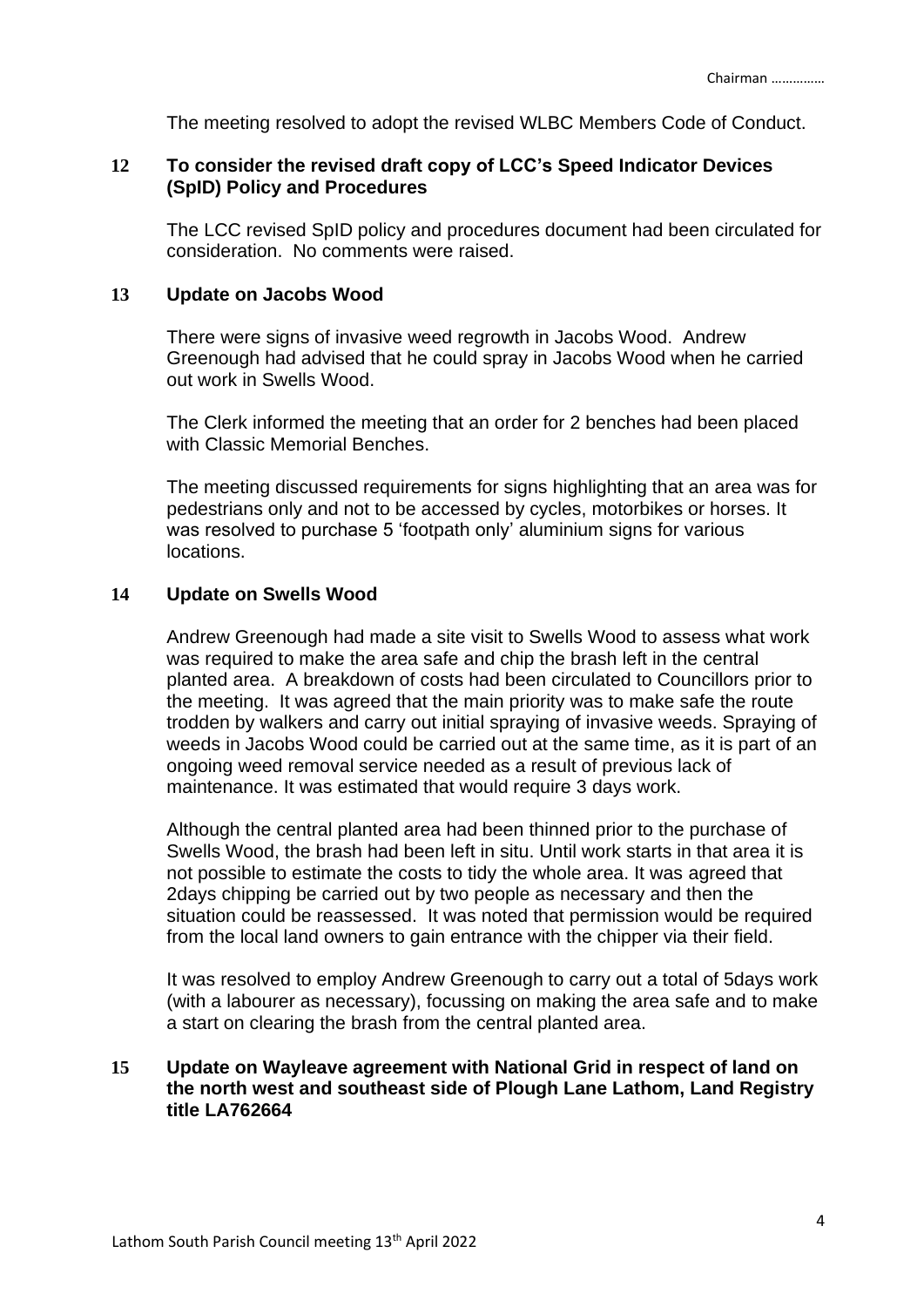The meeting resolved to adopt the revised WLBC Members Code of Conduct.

**12 To consider the revised draft copy of LCC's Speed Indicator Devices (SpID) Policy and Procedures**

The LCC revised SpID policy and procedures document had been circulated for consideration. No comments were raised.

**13 Update on Jacobs Wood**

There were signs of invasive weed regrowth in Jacobs Wood. Andrew Greenough had advised that he could spray in Jacobs Wood when he carried out work in Swells Wood.

The Clerk informed the meeting that an order for 2 benches had been placed with Classic Memorial Benches.

The meeting discussed requirements for signs highlighting that an area was for pedestrians only and not to be accessed by cycles, motorbikes or horses. It was resolved to purchase 5 'footpath only' aluminium signs for various locations.

**14 Update on Swells Wood**

Andrew Greenough had made a site visit to Swells Wood to assess what work was required to make the area safe and chip the brash left in the central planted area. A breakdown of costs had been circulated to Councillors prior to the meeting. It was agreed that the main priority was to make safe the route trodden by walkers and carry out initial spraying of invasive weeds. Spraying of weeds in Jacobs Wood could be carried out at the same time, as it is part of an ongoing weed removal service needed as a result of previous lack of maintenance. It was estimated that would require 3 days work.

Although the central planted area had been thinned prior to the purchase of Swells Wood, the brash had been left in situ. Until work starts in that area it is not possible to estimate the costs to tidy the whole area. It was agreed that 2days chipping be carried out by two people as necessary and then the situation could be reassessed. It was noted that permission would be required from the local land owners to gain entrance with the chipper via their field.

It was resolved to employ Andrew Greenough to carry out a total of 5days work (with a labourer as necessary), focussing on making the area safe and to make a start on clearing the brash from the central planted area.

**15 Update on Wayleave agreement with National Grid in respect of land on the north west and southeast side of Plough Lane Lathom, Land Registry title LA762664**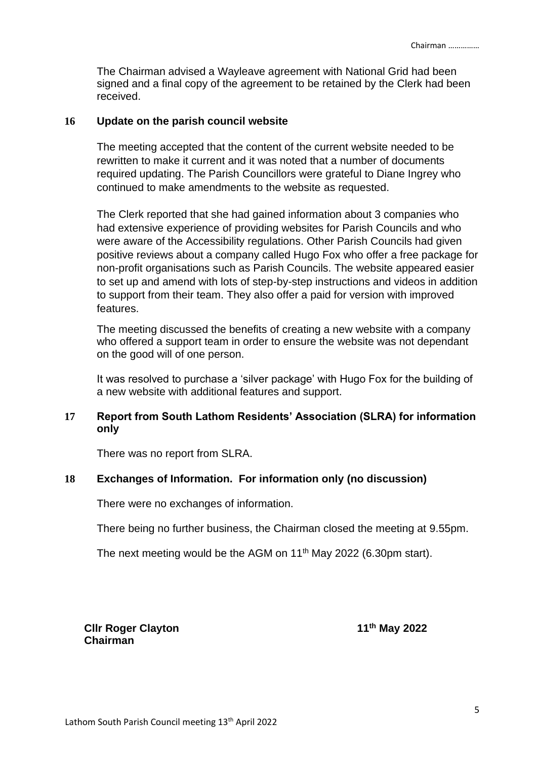The Chairman advised a Wayleave agreement with National Grid had been signed and a final copy of the agreement to be retained by the Clerk had been received.

**16 Update on the parish council website**

The meeting accepted that the content of the current website needed to be rewritten to make it current and it was noted that a number of documents required updating. The Parish Councillors were grateful to Diane Ingrey who continued to make amendments to the website as requested.

The Clerk reported that she had gained information about 3 companies who had extensive experience of providing websites for Parish Councils and who were aware of the Accessibility regulations. Other Parish Councils had given positive reviews about a company called Hugo Fox who offer a free package for non-profit organisations such as Parish Councils. The website appeared easier to set up and amend with lots of step-by-step instructions and videos in addition to support from their team. They also offer a paid for version with improved features.

The meeting discussed the benefits of creating a new website with a company who offered a support team in order to ensure the website was not dependant on the good will of one person.

It was resolved to purchase a 'silver package' with Hugo Fox for the building of a new website with additional features and support.

**17 Report from South Lathom Residents' Association (SLRA) for information only**

There was no report from SLRA.

**18 Exchanges of Information. For information only (no discussion)**

There were no exchanges of information.

There being no further business, the Chairman closed the meeting at 9.55pm.

The next meeting would be the AGM on 11th May 2022 (6.30pm start).

**Cllr Roger Clayton**
**Chairman**

**11th May 2022**